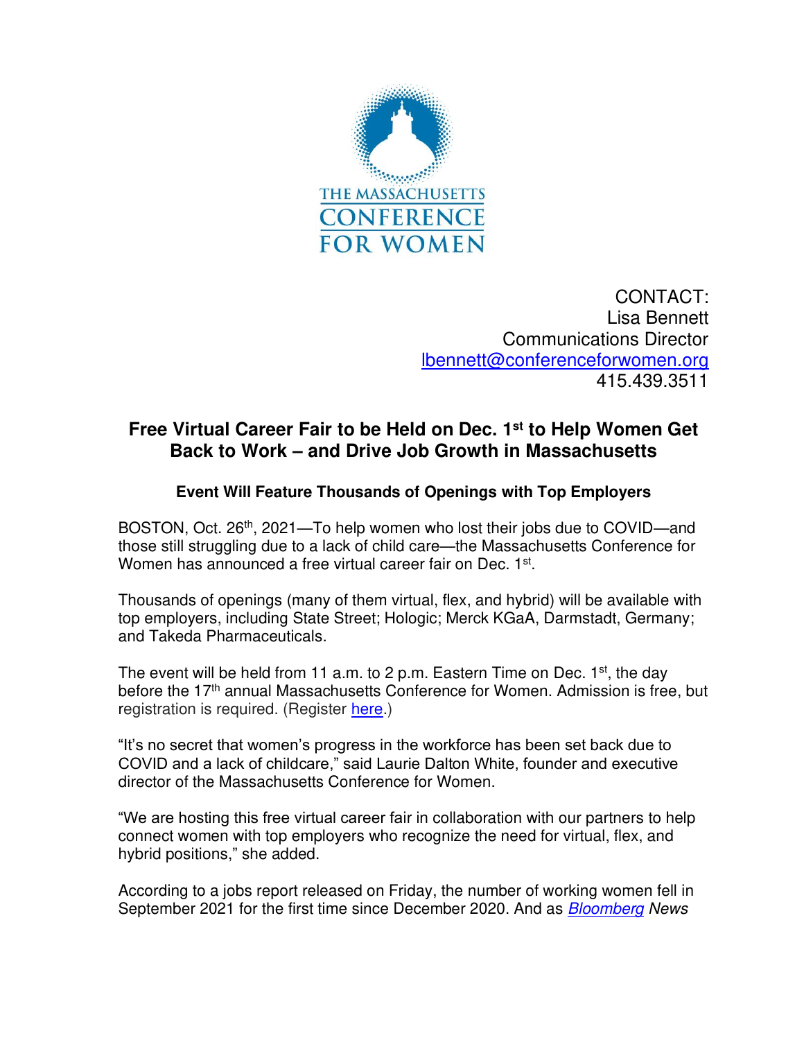THE MASSACHUSETTS CONFERENCE FOR WOMEN

CONTACT:
Lisa Bennett
Communications Director
lbennett@conferenceforwomen.org
415.439.3511

# Free Virtual Career Fair to be Held on Dec. 1st to Help Women Get Back to Work – and Drive Job Growth in Massachusetts

### Event Will Feature Thousands of Openings with Top Employers

BOSTON, Oct. 26th, 2021—To help women who lost their jobs due to COVID—and those still struggling due to a lack of child care—the Massachusetts Conference for Women has announced a free virtual career fair on Dec. 1st.

Thousands of openings (many of them virtual, flex, and hybrid) will be available with top employers, including State Street; Hologic; Merck KGaA, Darmstadt, Germany; and Takeda Pharmaceuticals.

The event will be held from 11 a.m. to 2 p.m. Eastern Time on Dec. 1st, the day before the 17th annual Massachusetts Conference for Women. Admission is free, but registration is required. (Register here.)

"It's no secret that women's progress in the workforce has been set back due to COVID and a lack of childcare," said Laurie Dalton White, founder and executive director of the Massachusetts Conference for Women.

"We are hosting this free virtual career fair in collaboration with our partners to help connect women with top employers who recognize the need for virtual, flex, and hybrid positions," she added.

According to a jobs report released on Friday, the number of working women fell in September 2021 for the first time since December 2020. And as *Bloomberg News*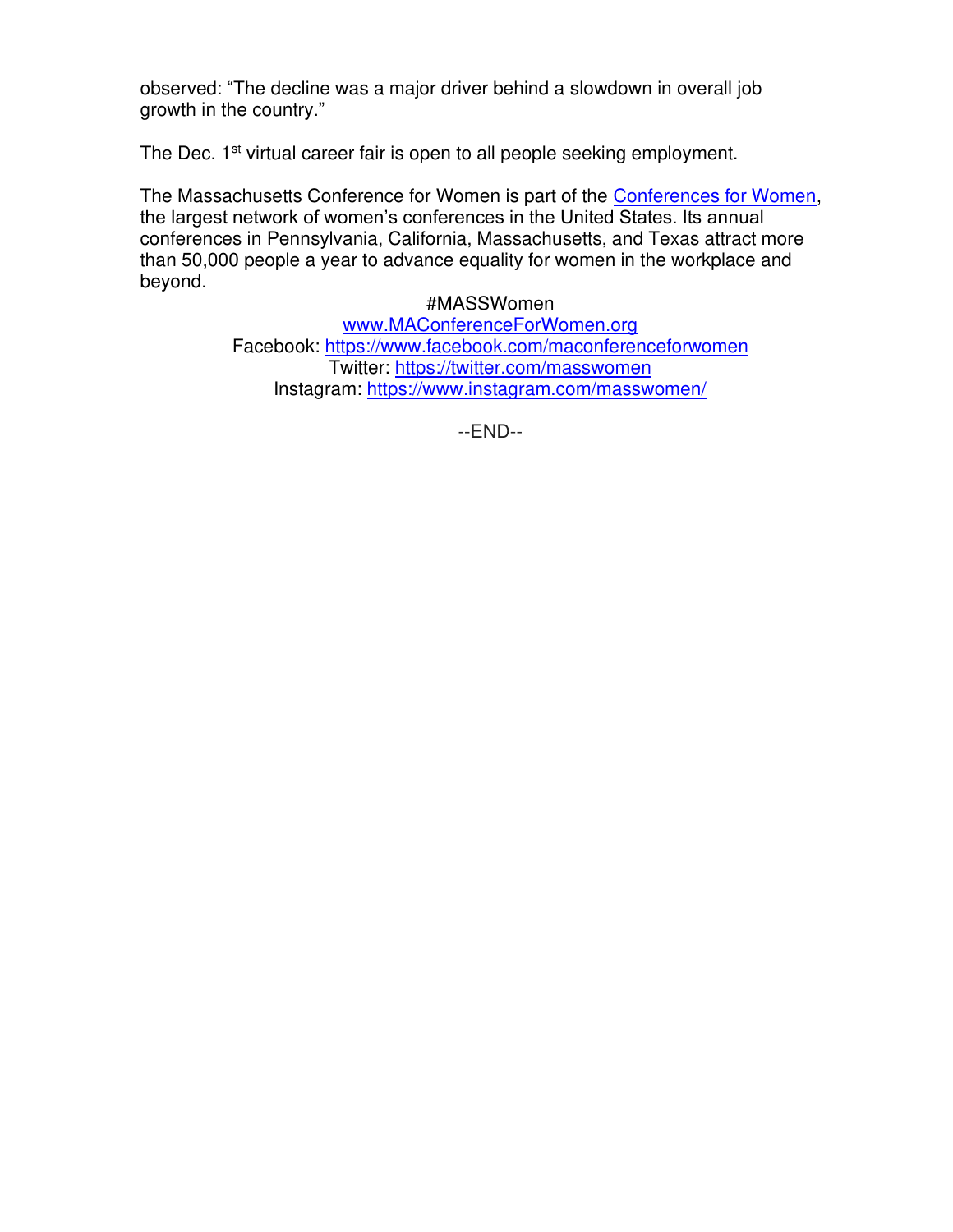observed: "The decline was a major driver behind a slowdown in overall job growth in the country."

The Dec. 1st virtual career fair is open to all people seeking employment.

The Massachusetts Conference for Women is part of the Conferences for Women, the largest network of women's conferences in the United States. Its annual conferences in Pennsylvania, California, Massachusetts, and Texas attract more than 50,000 people a year to advance equality for women in the workplace and beyond.

#MASSWomen
www.MAConferenceForWomen.org
Facebook: https://www.facebook.com/maconferenceforwomen
Twitter: https://twitter.com/masswomen
Instagram: https://www.instagram.com/masswomen/

--END--